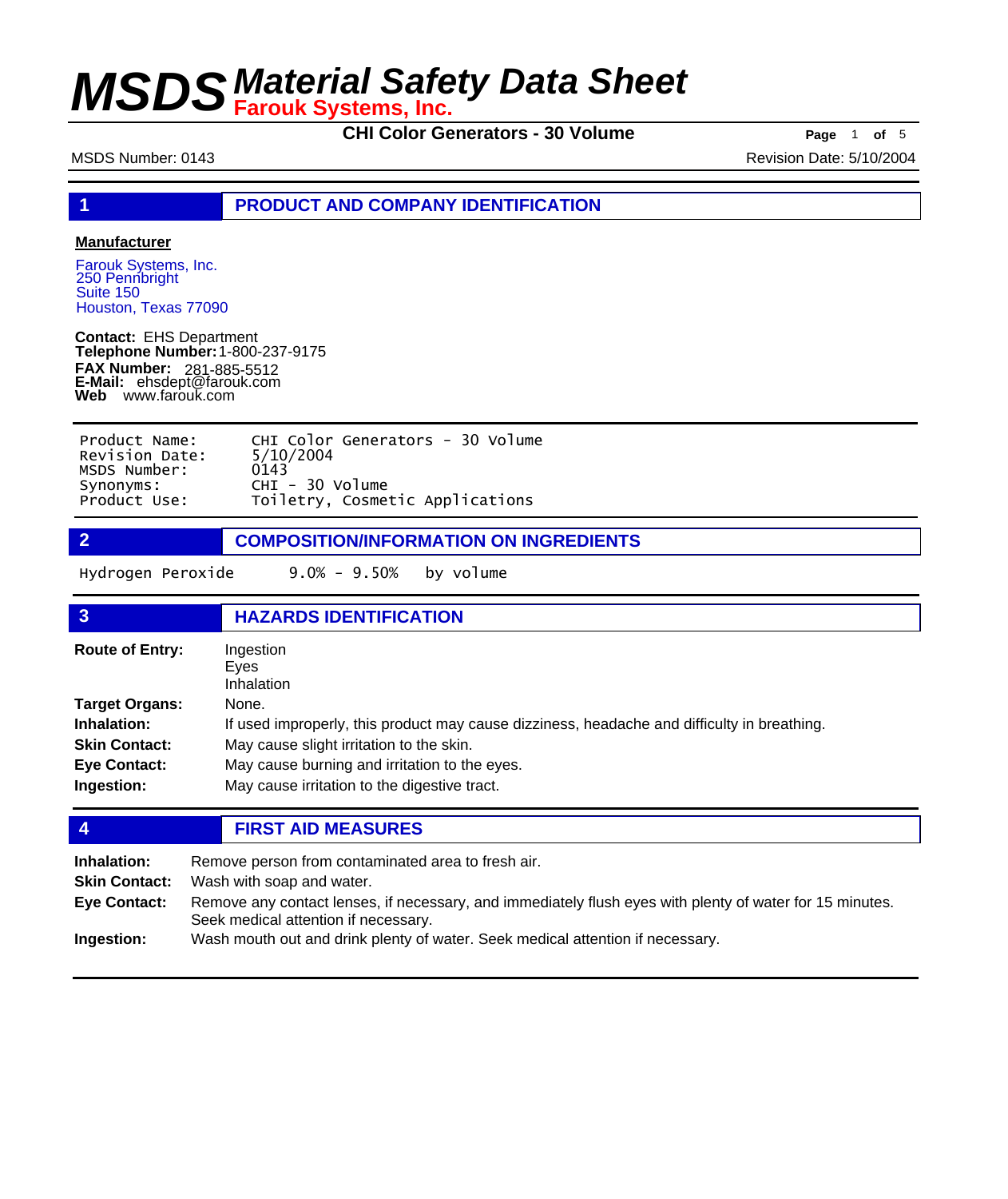# MSDS Material Safety Data Sheet
**Farouk Systems, Inc.**

**CHI Color Generators - 30 Volume**

MSDS Number: 0143 Revision Date: 5/10/2004

## 1 PRODUCT AND COMPANY IDENTIFICATION

**Manufacturer**

Farouk Systems, Inc.
250 Pennbright
Suite 150
Houston, Texas 77090

**Contact:** EHS Department
**Telephone Number:** 1-800-237-9175
**FAX Number:** 281-885-5512
**E-Mail:** ehsdept@farouk.com
**Web** www.farouk.com

```
Product Name:     CHI Color Generators - 30 Volume
Revision Date:    5/10/2004
MSDS Number:      0143
Synonyms:         CHI - 30 Volume
Product Use:      Toiletry, Cosmetic Applications
```

## 2 COMPOSITION/INFORMATION ON INGREDIENTS

Hydrogen Peroxide 9.0% - 9.50% by volume

## 3 HAZARDS IDENTIFICATION

**Route of Entry:** Ingestion
Eyes
Inhalation

**Target Organs:** None.

**Inhalation:** If used improperly, this product may cause dizziness, headache and difficulty in breathing.

**Skin Contact:** May cause slight irritation to the skin.

**Eye Contact:** May cause burning and irritation to the eyes.

**Ingestion:** May cause irritation to the digestive tract.

## 4 FIRST AID MEASURES

**Inhalation:** Remove person from contaminated area to fresh air.

**Skin Contact:** Wash with soap and water.

**Eye Contact:** Remove any contact lenses, if necessary, and immediately flush eyes with plenty of water for 15 minutes. Seek medical attention if necessary.

**Ingestion:** Wash mouth out and drink plenty of water. Seek medical attention if necessary.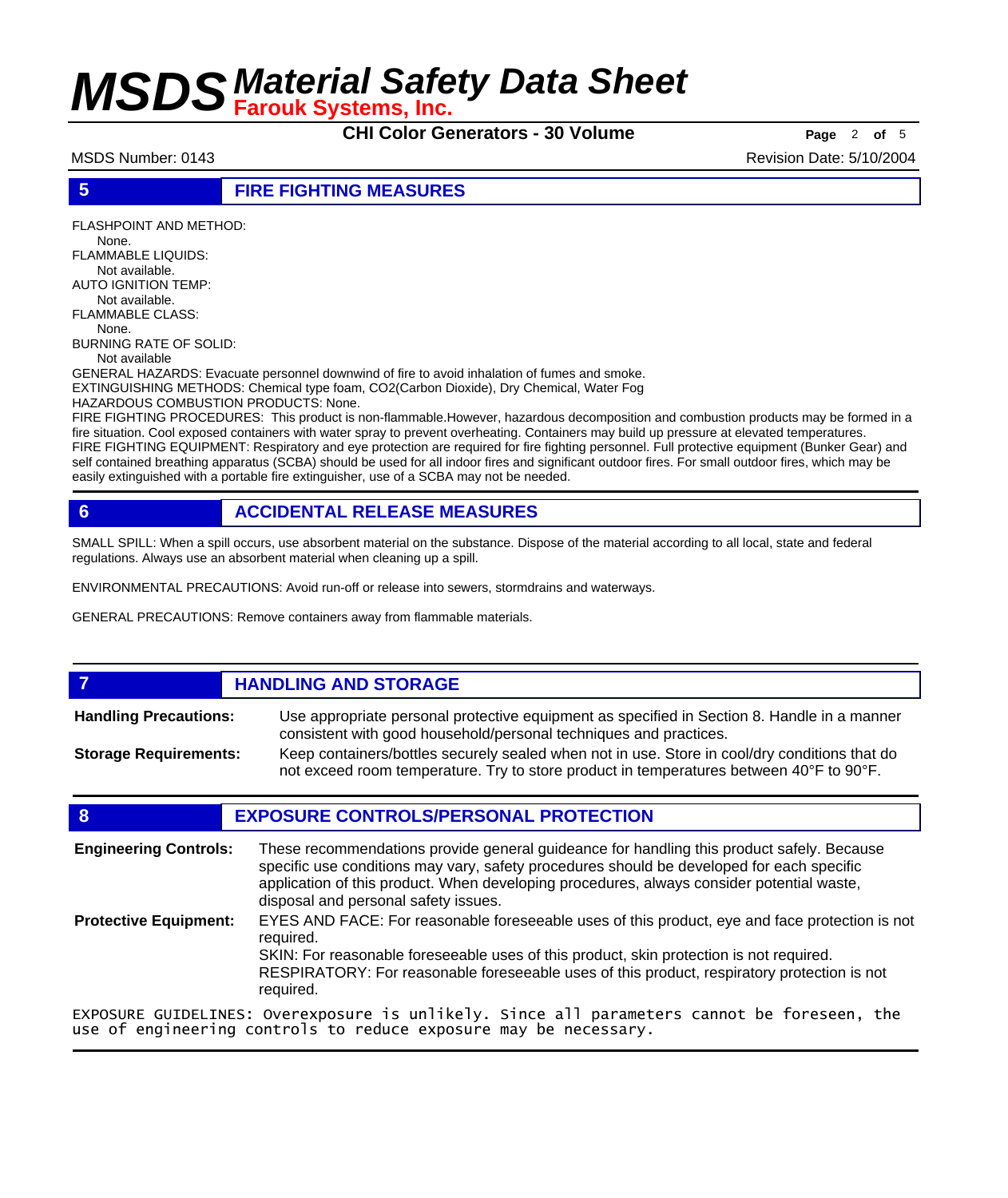## 5 FIRE FIGHTING MEASURES

FLASHPOINT AND METHOD:
None.
FLAMMABLE LIQUIDS:
Not available.
AUTO IGNITION TEMP:
Not available.
FLAMMABLE CLASS:
None.
BURNING RATE OF SOLID:
Not available
GENERAL HAZARDS: Evacuate personnel downwind of fire to avoid inhalation of fumes and smoke.
EXTINGUISHING METHODS: Chemical type foam, CO2(Carbon Dioxide), Dry Chemical, Water Fog
HAZARDOUS COMBUSTION PRODUCTS: None.
FIRE FIGHTING PROCEDURES: This product is non-flammable.However, hazardous decomposition and combustion products may be formed in a fire situation. Cool exposed containers with water spray to prevent overheating. Containers may build up pressure at elevated temperatures.
FIRE FIGHTING EQUIPMENT: Respiratory and eye protection are required for fire fighting personnel. Full protective equipment (Bunker Gear) and self contained breathing apparatus (SCBA) should be used for all indoor fires and significant outdoor fires. For small outdoor fires, which may be easily extinguished with a portable fire extinguisher, use of a SCBA may not be needed.

## 6 ACCIDENTAL RELEASE MEASURES

SMALL SPILL: When a spill occurs, use absorbent material on the substance. Dispose of the material according to all local, state and federal regulations. Always use an absorbent material when cleaning up a spill.

ENVIRONMENTAL PRECAUTIONS: Avoid run-off or release into sewers, stormdrains and waterways.

GENERAL PRECAUTIONS: Remove containers away from flammable materials.

## 7 HANDLING AND STORAGE

**Handling Precautions:** Use appropriate personal protective equipment as specified in Section 8. Handle in a manner consistent with good household/personal techniques and practices.

**Storage Requirements:** Keep containers/bottles securely sealed when not in use. Store in cool/dry conditions that do not exceed room temperature. Try to store product in temperatures between 40°F to 90°F.

## 8 EXPOSURE CONTROLS/PERSONAL PROTECTION

**Engineering Controls:** These recommendations provide general guideance for handling this product safely. Because specific use conditions may vary, safety procedures should be developed for each specific application of this product. When developing procedures, always consider potential waste, disposal and personal safety issues.

**Protective Equipment:** EYES AND FACE: For reasonable foreseeable uses of this product, eye and face protection is not required.
SKIN: For reasonable foreseeable uses of this product, skin protection is not required.
RESPIRATORY: For reasonable foreseeable uses of this product, respiratory protection is not required.

EXPOSURE GUIDELINES: Overexposure is unlikely. Since all parameters cannot be foreseen, the use of engineering controls to reduce exposure may be necessary.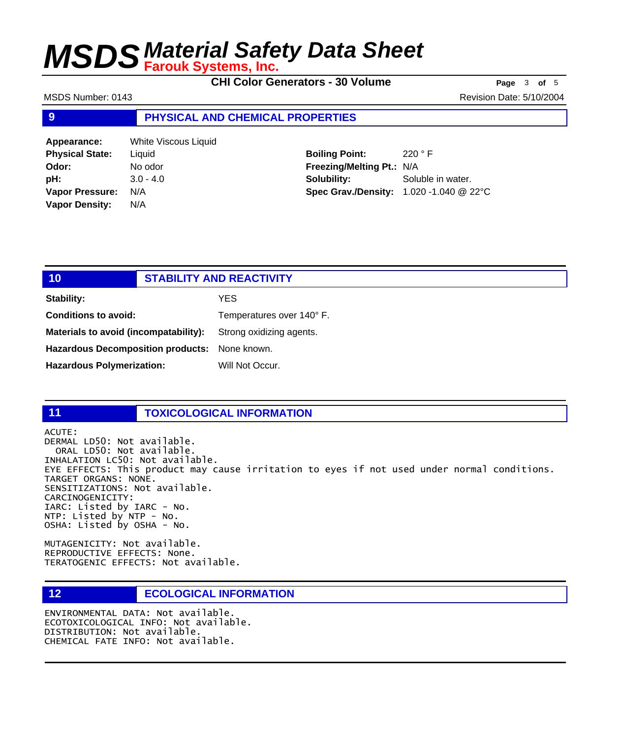## 9 PHYSICAL AND CHEMICAL PROPERTIES

**Appearance:** White Viscous Liquid
**Physical State:** Liquid
**Odor:** No odor
**pH:** 3.0 - 4.0
**Vapor Pressure:** N/A
**Vapor Density:** N/A

**Boiling Point:** 220 ° F
**Freezing/Melting Pt.:** N/A
**Solubility:** Soluble in water.
**Spec Grav./Density:** 1.020 -1.040 @ 22°C

## 10 STABILITY AND REACTIVITY

**Stability:** YES

**Conditions to avoid:** Temperatures over 140° F.

**Materials to avoid (incompatability):** Strong oxidizing agents.

**Hazardous Decomposition products:** None known.

**Hazardous Polymerization:** Will Not Occur.

## 11 TOXICOLOGICAL INFORMATION

```
ACUTE:
DERMAL LD50: Not available.
  ORAL LD50: Not available.
INHALATION LC50: Not available.
EYE EFFECTS: This product may cause irritation to eyes if not used under normal conditions.
TARGET ORGANS: NONE.
SENSITIZATIONS: Not available.
CARCINOGENICITY:
IARC: Listed by IARC - No.
NTP: Listed by NTP - No.
OSHA: Listed by OSHA - No.

MUTAGENICITY: Not available.
REPRODUCTIVE EFFECTS: None.
TERATOGENIC EFFECTS: Not available.
```

## 12 ECOLOGICAL INFORMATION

```
ENVIRONMENTAL DATA: Not available.
ECOTOXICOLOGICAL INFO: Not available.
DISTRIBUTION: Not available.
CHEMICAL FATE INFO: Not available.
```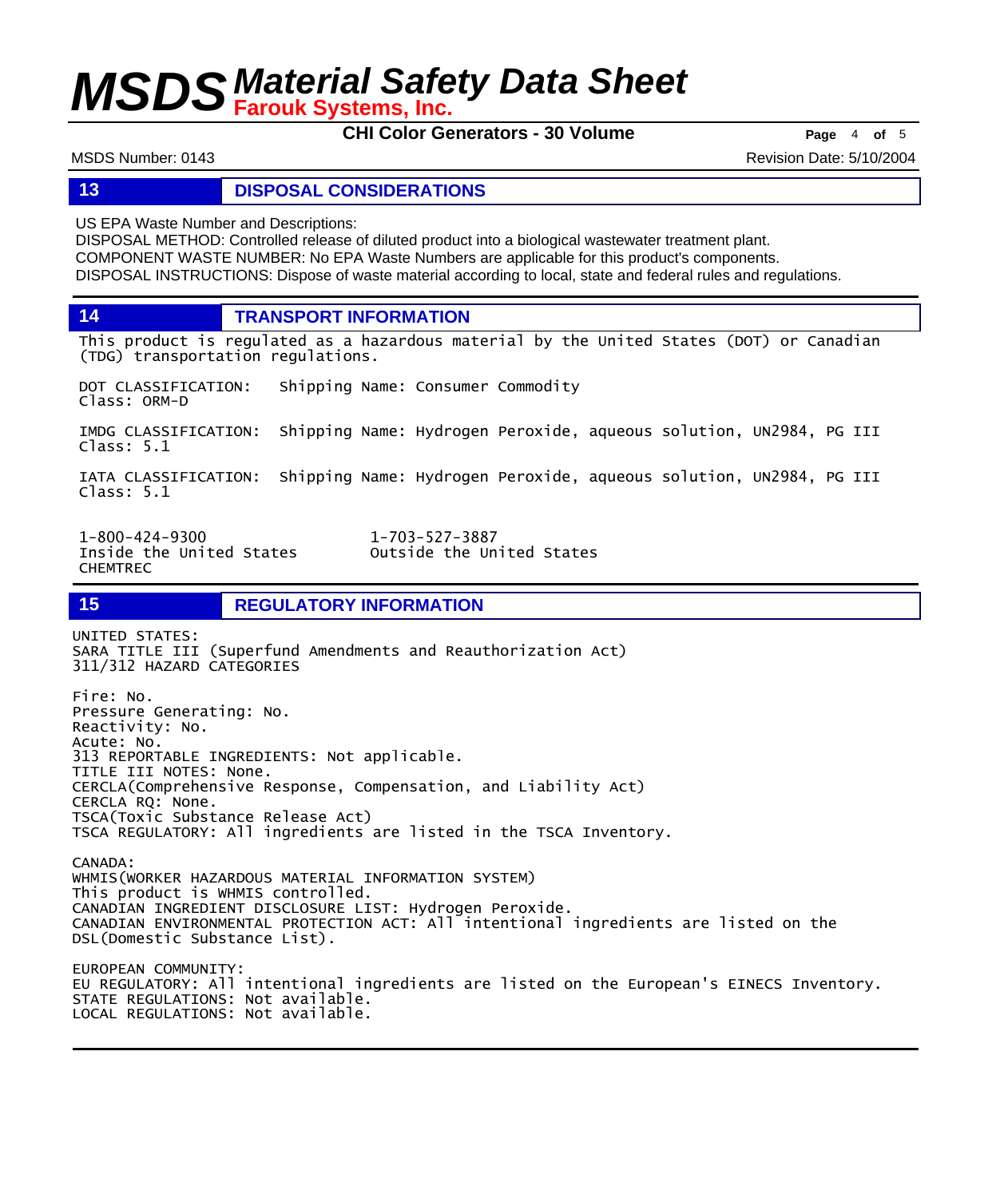## 13 DISPOSAL CONSIDERATIONS

US EPA Waste Number and Descriptions:
DISPOSAL METHOD: Controlled release of diluted product into a biological wastewater treatment plant.
COMPONENT WASTE NUMBER: No EPA Waste Numbers are applicable for this product's components.
DISPOSAL INSTRUCTIONS: Dispose of waste material according to local, state and federal rules and regulations.

## 14 TRANSPORT INFORMATION

This product is regulated as a hazardous material by the United States (DOT) or Canadian (TDG) transportation regulations.

DOT CLASSIFICATION: Shipping Name: Consumer Commodity
Class: ORM-D

IMDG CLASSIFICATION: Shipping Name: Hydrogen Peroxide, aqueous solution, UN2984, PG III
Class: 5.1

IATA CLASSIFICATION: Shipping Name: Hydrogen Peroxide, aqueous solution, UN2984, PG III
Class: 5.1

| 1-800-424-9300 | 1-703-527-3887 |
| --- | --- |
| Inside the United States | Outside the United States |
| CHEMTREC | |

## 15 REGULATORY INFORMATION

UNITED STATES:
SARA TITLE III (Superfund Amendments and Reauthorization Act)
311/312 HAZARD CATEGORIES

Fire: No.
Pressure Generating: No.
Reactivity: No.
Acute: No.
313 REPORTABLE INGREDIENTS: Not applicable.
TITLE III NOTES: None.
CERCLA(Comprehensive Response, Compensation, and Liability Act)
CERCLA RQ: None.
TSCA(Toxic Substance Release Act)
TSCA REGULATORY: All ingredients are listed in the TSCA Inventory.

CANADA:
WHMIS(WORKER HAZARDOUS MATERIAL INFORMATION SYSTEM)
This product is WHMIS controlled.
CANADIAN INGREDIENT DISCLOSURE LIST: Hydrogen Peroxide.
CANADIAN ENVIRONMENTAL PROTECTION ACT: All intentional ingredients are listed on the DSL(Domestic Substance List).

EUROPEAN COMMUNITY:
EU REGULATORY: All intentional ingredients are listed on the European's EINECS Inventory.
STATE REGULATIONS: Not available.
LOCAL REGULATIONS: Not available.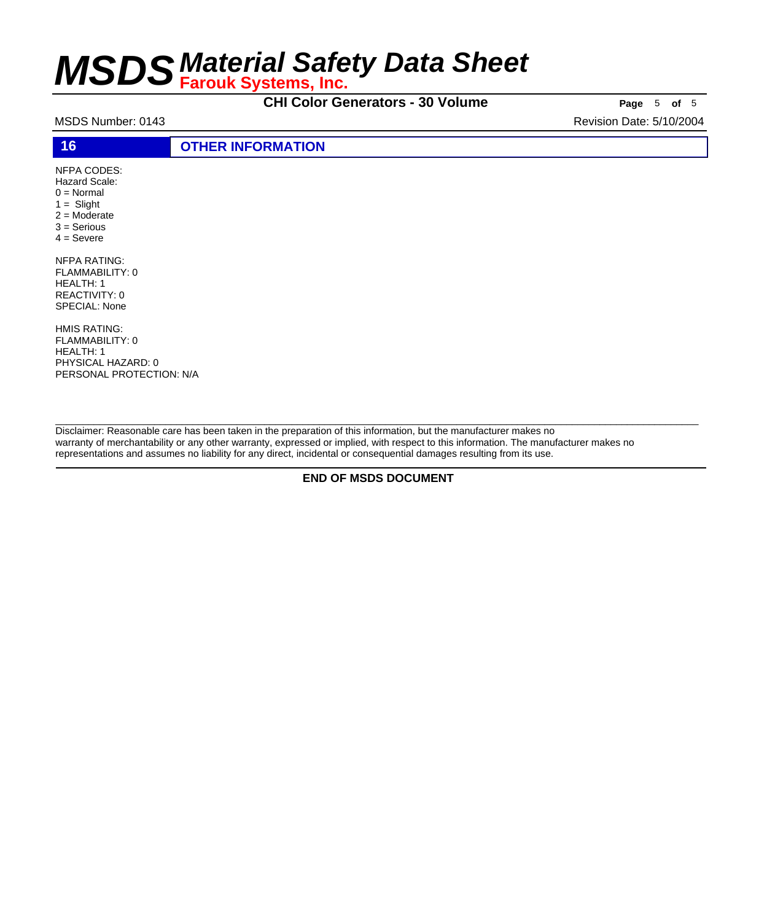## 16 OTHER INFORMATION

NFPA CODES:
Hazard Scale:
0 = Normal
1 = Slight
2 = Moderate
3 = Serious
4 = Severe

NFPA RATING:
FLAMMABILITY: 0
HEALTH: 1
REACTIVITY: 0
SPECIAL: None

HMIS RATING:
FLAMMABILITY: 0
HEALTH: 1
PHYSICAL HAZARD: 0
PERSONAL PROTECTION: N/A

---

Disclaimer: Reasonable care has been taken in the preparation of this information, but the manufacturer makes no warranty of merchantability or any other warranty, expressed or implied, with respect to this information. The manufacturer makes no representations and assumes no liability for any direct, incidental or consequential damages resulting from its use.

---

**END OF MSDS DOCUMENT**